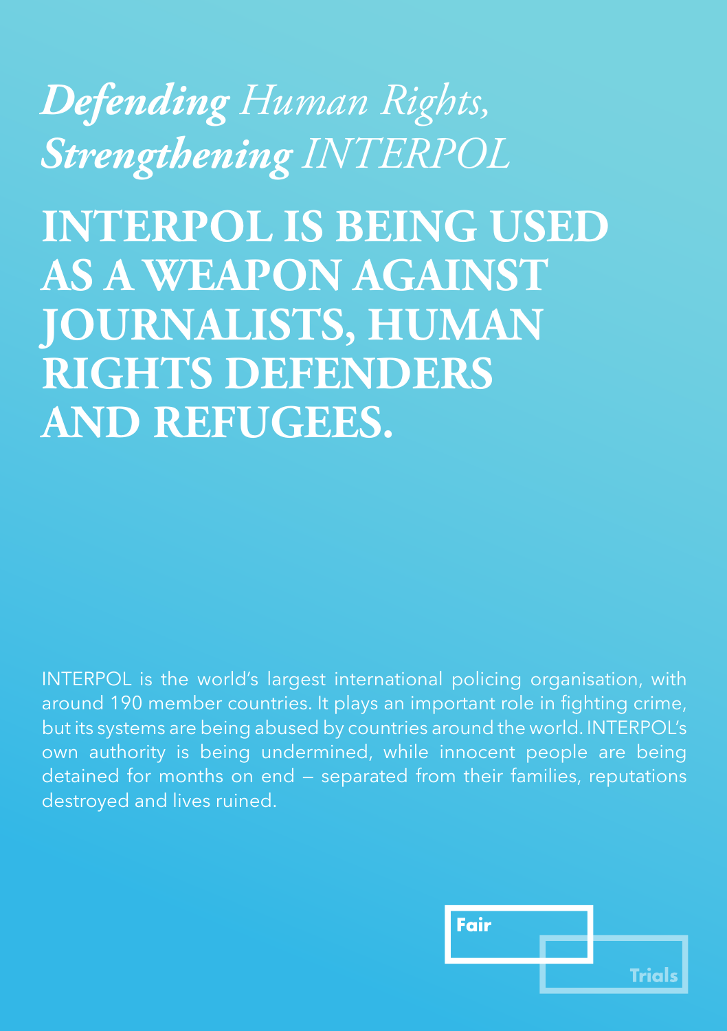*__Defending__ Human Rights,*
*__Strengthening__ INTERPOL*

# INTERPOL IS BEING USED AS A WEAPON AGAINST JOURNALISTS, HUMAN RIGHTS DEFENDERS AND REFUGEES.

INTERPOL is the world's largest international policing organisation, with around 190 member countries. It plays an important role in fighting crime, but its systems are being abused by countries around the world. INTERPOL's own authority is being undermined, while innocent people are being detained for months on end – separated from their families, reputations destroyed and lives ruined.

Fair Trials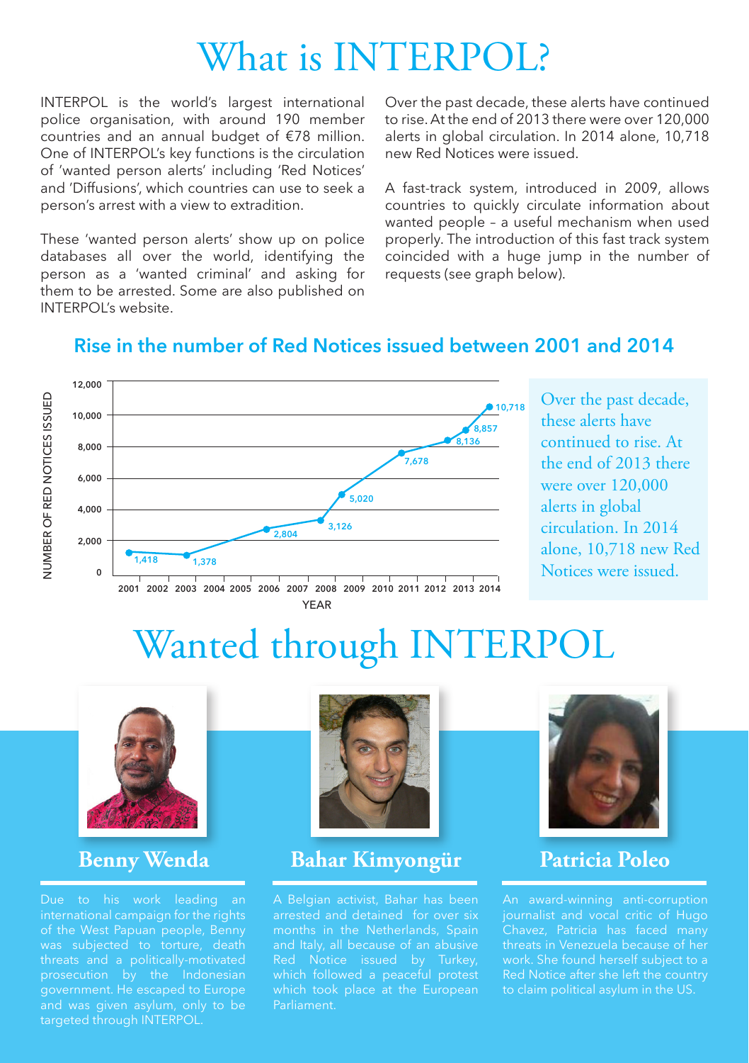# What is INTERPOL?

INTERPOL is the world's largest international police organisation, with around 190 member countries and an annual budget of €78 million. One of INTERPOL's key functions is the circulation of 'wanted person alerts' including 'Red Notices' and 'Diffusions', which countries can use to seek a person's arrest with a view to extradition.

These 'wanted person alerts' show up on police databases all over the world, identifying the person as a 'wanted criminal' and asking for them to be arrested. Some are also published on INTERPOL's website.

Over the past decade, these alerts have continued to rise. At the end of 2013 there were over 120,000 alerts in global circulation. In 2014 alone, 10,718 new Red Notices were issued.

A fast-track system, introduced in 2009, allows countries to quickly circulate information about wanted people – a useful mechanism when used properly. The introduction of this fast track system coincided with a huge jump in the number of requests (see graph below).

## Rise in the number of Red Notices issued between 2001 and 2014

| Year | Number of Red Notices issued |
|---|---|
| 2001 | 1,418 |
| 2003 | 1,378 |
| 2006 | 2,804 |
| 2008 | 3,126 |
| 2009 | 5,020 |
| 2011 | 7,678 |
| 2012 | 8,136 |
| 2013 | 8,857 |
| 2014 | 10,718 |

Over the past decade, these alerts have continued to rise. At the end of 2013 there were over 120,000 alerts in global circulation. In 2014 alone, 10,718 new Red Notices were issued.

# Wanted through INTERPOL

### Benny Wenda

Due to his work leading an international campaign for the rights of the West Papuan people, Benny was subjected to torture, death threats and a politically-motivated prosecution by the Indonesian government. He escaped to Europe and was given asylum, only to be targeted through INTERPOL.

### Bahar Kimyongür

A Belgian activist, Bahar has been arrested and detained for over six months in the Netherlands, Spain and Italy, all because of an abusive Red Notice issued by Turkey, which followed a peaceful protest which took place at the European Parliament.

### Patricia Poleo

An award-winning anti-corruption journalist and vocal critic of Hugo Chavez, Patricia has faced many threats in Venezuela because of her work. She found herself subject to a Red Notice after she left the country to claim political asylum in the US.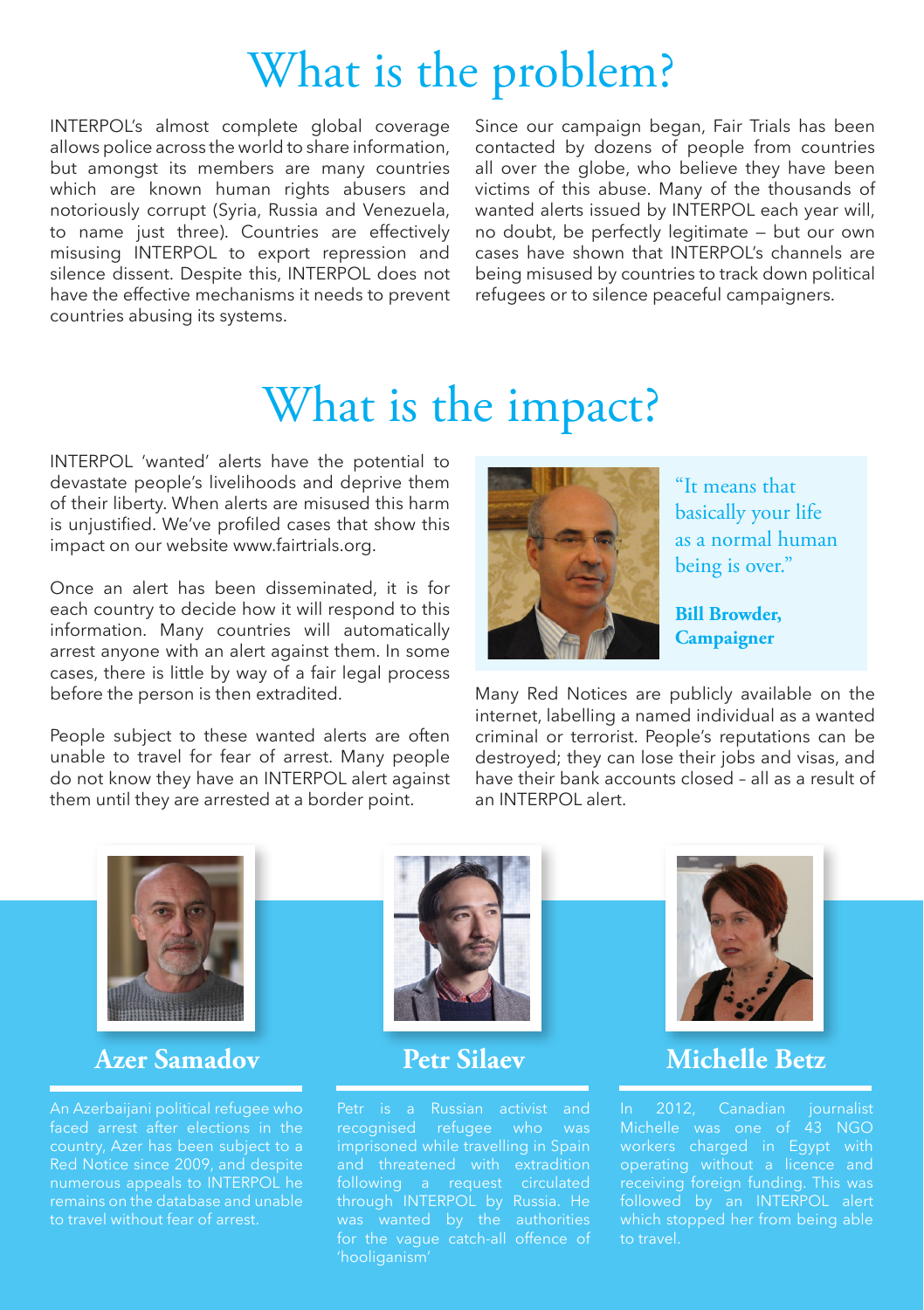# What is the problem?

INTERPOL's almost complete global coverage allows police across the world to share information, but amongst its members are many countries which are known human rights abusers and notoriously corrupt (Syria, Russia and Venezuela, to name just three). Countries are effectively misusing INTERPOL to export repression and silence dissent. Despite this, INTERPOL does not have the effective mechanisms it needs to prevent countries abusing its systems.

Since our campaign began, Fair Trials has been contacted by dozens of people from countries all over the globe, who believe they have been victims of this abuse. Many of the thousands of wanted alerts issued by INTERPOL each year will, no doubt, be perfectly legitimate – but our own cases have shown that INTERPOL's channels are being misused by countries to track down political refugees or to silence peaceful campaigners.

# What is the impact?

INTERPOL 'wanted' alerts have the potential to devastate people's livelihoods and deprive them of their liberty. When alerts are misused this harm is unjustified. We've profiled cases that show this impact on our website www.fairtrials.org.

Once an alert has been disseminated, it is for each country to decide how it will respond to this information. Many countries will automatically arrest anyone with an alert against them. In some cases, there is little by way of a fair legal process before the person is then extradited.

People subject to these wanted alerts are often unable to travel for fear of arrest. Many people do not know they have an INTERPOL alert against them until they are arrested at a border point.

"It means that basically your life as a normal human being is over."

**Bill Browder, Campaigner**

Many Red Notices are publicly available on the internet, labelling a named individual as a wanted criminal or terrorist. People's reputations can be destroyed; they can lose their jobs and visas, and have their bank accounts closed – all as a result of an INTERPOL alert.

## Azer Samadov

An Azerbaijani political refugee who faced arrest after elections in the country, Azer has been subject to a Red Notice since 2009, and despite numerous appeals to INTERPOL he remains on the database and unable to travel without fear of arrest.

## Petr Silaev

Petr is a Russian activist and recognised refugee who was imprisoned while travelling in Spain and threatened with extradition following a request circulated through INTERPOL by Russia. He was wanted by the authorities for the vague catch-all offence of 'hooliganism'

## Michelle Betz

In 2012, Canadian journalist Michelle was one of 43 NGO workers charged in Egypt with operating without a licence and receiving foreign funding. This was followed by an INTERPOL alert which stopped her from being able to travel.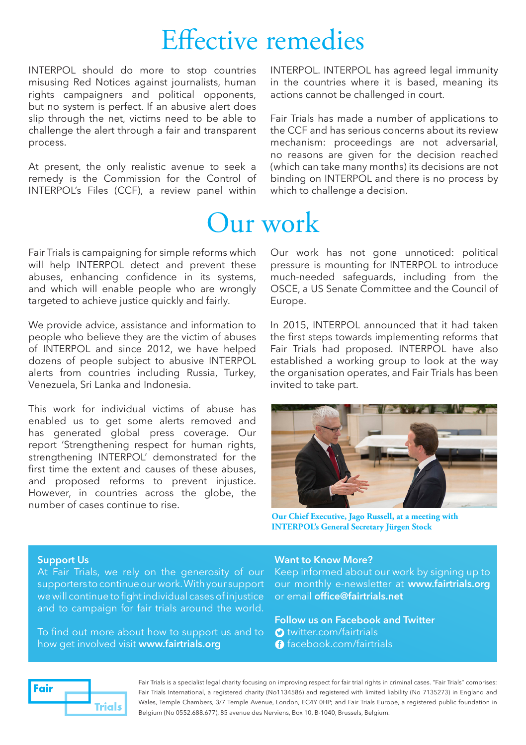# Effective remedies

INTERPOL should do more to stop countries misusing Red Notices against journalists, human rights campaigners and political opponents, but no system is perfect. If an abusive alert does slip through the net, victims need to be able to challenge the alert through a fair and transparent process.

At present, the only realistic avenue to seek a remedy is the Commission for the Control of INTERPOL's Files (CCF), a review panel within INTERPOL. INTERPOL has agreed legal immunity in the countries where it is based, meaning its actions cannot be challenged in court.

Fair Trials has made a number of applications to the CCF and has serious concerns about its review mechanism: proceedings are not adversarial, no reasons are given for the decision reached (which can take many months) its decisions are not binding on INTERPOL and there is no process by which to challenge a decision.

# Our work

Fair Trials is campaigning for simple reforms which will help INTERPOL detect and prevent these abuses, enhancing confidence in its systems, and which will enable people who are wrongly targeted to achieve justice quickly and fairly.

We provide advice, assistance and information to people who believe they are the victim of abuses of INTERPOL and since 2012, we have helped dozens of people subject to abusive INTERPOL alerts from countries including Russia, Turkey, Venezuela, Sri Lanka and Indonesia.

This work for individual victims of abuse has enabled us to get some alerts removed and has generated global press coverage. Our report 'Strengthening respect for human rights, strengthening INTERPOL' demonstrated for the first time the extent and causes of these abuses, and proposed reforms to prevent injustice. However, in countries across the globe, the number of cases continue to rise.

Our work has not gone unnoticed: political pressure is mounting for INTERPOL to introduce much-needed safeguards, including from the OSCE, a US Senate Committee and the Council of Europe.

In 2015, INTERPOL announced that it had taken the first steps towards implementing reforms that Fair Trials had proposed. INTERPOL have also established a working group to look at the way the organisation operates, and Fair Trials has been invited to take part.

Our Chief Executive, Jago Russell, at a meeting with INTERPOL's General Secretary Jürgen Stock

**Support Us**
At Fair Trials, we rely on the generosity of our supporters to continue our work. With your support we will continue to fight individual cases of injustice and to campaign for fair trials around the world.

To find out more about how to support us and to how get involved visit **www.fairtrials.org**

**Want to Know More?**
Keep informed about our work by signing up to our monthly e-newsletter at **www.fairtrials.org** or email **office@fairtrials.net**

**Follow us on Facebook and Twitter**
twitter.com/fairtrials
facebook.com/fairtrials

Fair Trials

Fair Trials is a specialist legal charity focusing on improving respect for fair trial rights in criminal cases. "Fair Trials" comprises: Fair Trials International, a registered charity (No1134586) and registered with limited liability (No 7135273) in England and Wales, Temple Chambers, 3/7 Temple Avenue, London, EC4Y 0HP; and Fair Trials Europe, a registered public foundation in Belgium (No 0552.688.677), 85 avenue des Nerviens, Box 10, B-1040, Brussels, Belgium.